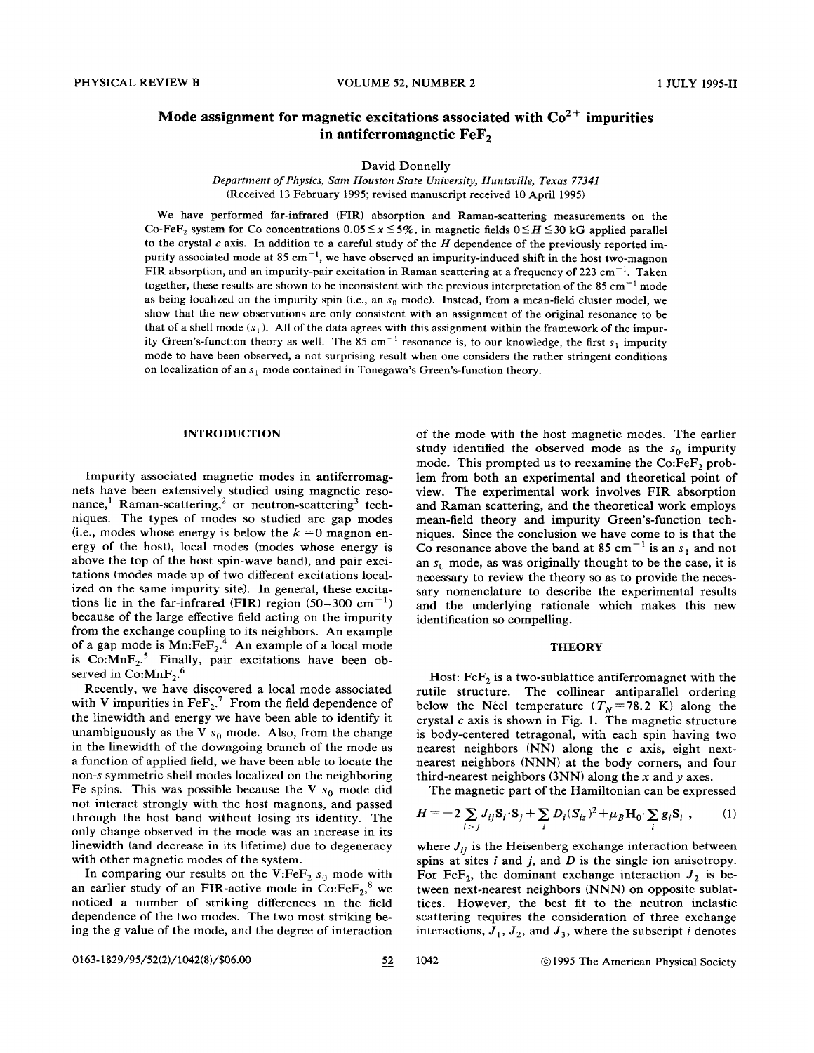# Mode assignment for magnetic excitations associated with $Co^{2+}$ impurities in antiferromagnetic $FeF_2$

David Donnelly

*Department of Physics, Sam Houston State University, Huntsville, Texas 77341*

(Received 13 February 1995; revised manuscript received 10 April 1995)

We have performed far-infrared (FIR) absorption and Raman-scattering measurements on the Co-$FeF_2$ system for Co concentrations $0.05 \leq x \leq 5\%$, in magnetic fields $0 \leq H \leq 30$ kG applied parallel to the crystal $c$ axis. In addition to a careful study of the $H$ dependence of the previously reported impurity associated mode at 85 $cm^{-1}$, we have observed an impurity-induced shift in the host two-magnon FIR absorption, and an impurity-pair excitation in Raman scattering at a frequency of 223 $cm^{-1}$. Taken together, these results are shown to be inconsistent with the previous interpretation of the 85 $cm^{-1}$ mode as being localized on the impurity spin (i.e., an $s_0$ mode). Instead, from a mean-field cluster model, we show that the new observations are only consistent with an assignment of the original resonance to be that of a shell mode ($s_1$). All of the data agrees with this assignment within the framework of the impurity Green's-function theory as well. The 85 $cm^{-1}$ resonance is, to our knowledge, the first $s_1$ impurity mode to have been observed, a not surprising result when one considers the rather stringent conditions on localization of an $s_1$ mode contained in Tonegawa's Green's-function theory.

## INTRODUCTION

Impurity associated magnetic modes in antiferromagnets have been extensively studied using magnetic resonance,[1] Raman-scattering,[2] or neutron-scattering[3] techniques. The types of modes so studied are gap modes (i.e., modes whose energy is below the $k=0$ magnon energy of the host), local modes (modes whose energy is above the top of the host spin-wave band), and pair excitations (modes made up of two different excitations localized on the same impurity site). In general, these excitations lie in the far-infrared (FIR) region (50–300 $cm^{-1}$) because of the large effective field acting on the impurity from the exchange coupling to its neighbors. An example of a gap mode is Mn:$FeF_2$.[4] An example of a local mode is Co:$MnF_2$.[5] Finally, pair excitations have been observed in Co:$MnF_2$.[6]

Recently, we have discovered a local mode associated with V impurities in $FeF_2$.[7] From the field dependence of the linewidth and energy we have been able to identify it unambiguously as the V $s_0$ mode. Also, from the change in the linewidth of the downgoing branch of the mode as a function of applied field, we have been able to locate the non-$s$ symmetric shell modes localized on the neighboring Fe spins. This was possible because the V $s_0$ mode did not interact strongly with the host magnons, and passed through the host band without losing its identity. The only change observed in the mode was an increase in its linewidth (and decrease in its lifetime) due to degeneracy with other magnetic modes of the system.

In comparing our results on the V:$FeF_2$ $s_0$ mode with an earlier study of an FIR-active mode in Co:$FeF_2$,[8] we noticed a number of striking differences in the field dependence of the two modes. The two most striking being the $g$ value of the mode, and the degree of interaction of the mode with the host magnetic modes. The earlier study identified the observed mode as the $s_0$ impurity mode. This prompted us to reexamine the Co:$FeF_2$ problem from both an experimental and theoretical point of view. The experimental work involves FIR absorption and Raman scattering, and the theoretical work employs mean-field theory and impurity Green's-function techniques. Since the conclusion we have come to is that the Co resonance above the band at 85 $cm^{-1}$ is an $s_1$ and not an $s_0$ mode, as was originally thought to be the case, it is necessary to review the theory so as to provide the necessary nomenclature to describe the experimental results and the underlying rationale which makes this new identification so compelling.

## THEORY

Host: $FeF_2$ is a two-sublattice antiferromagnet with the rutile structure. The collinear antiparallel ordering below the Néel temperature ($T_N = 78.2$ K) along the crystal $c$ axis is shown in Fig. 1. The magnetic structure is body-centered tetragonal, with each spin having two nearest neighbors (NN) along the $c$ axis, eight next-nearest neighbors (NNN) at the body corners, and four third-nearest neighbors (3NN) along the $x$ and $y$ axes.

The magnetic part of the Hamiltonian can be expressed

$$H = -2\sum_{i>j} J_{ij}\mathbf{S}_i \cdot \mathbf{S}_j + \sum_i D_i (S_{iz})^2 + \mu_B \mathbf{H}_0 \cdot \sum_i g_i \mathbf{S}_i , \tag{1}$$

where $J_{ij}$ is the Heisenberg exchange interaction between spins at sites $i$ and $j$, and $D$ is the single ion anisotropy. For $FeF_2$, the dominant exchange interaction $J_2$ is between next-nearest neighbors (NNN) on opposite sublattices. However, the best fit to the neutron inelastic scattering requires the consideration of three exchange interactions, $J_1$, $J_2$, and $J_3$, where the subscript $i$ denotes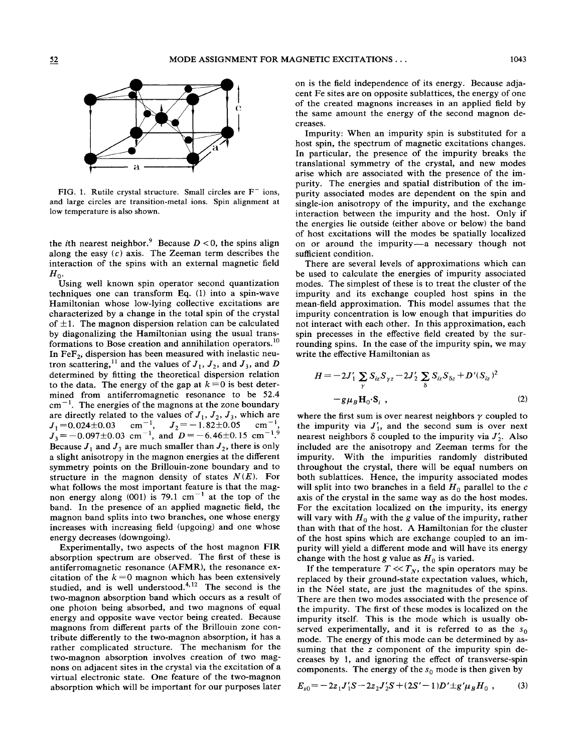FIG. 1. Rutile crystal structure. Small circles are $F^-$ ions, and large circles are transition-metal ions. Spin alignment at low temperature is also shown.

the $i$th nearest neighbor.[9] Because $D<0$, the spins align along the easy ($c$) axis. The Zeeman term describes the interaction of the spins with an external magnetic field $H_0$.

Using well known spin operator second quantization techniques one can transform Eq. (1) into a spin-wave Hamiltonian whose low-lying collective excitations are characterized by a change in the total spin of the crystal of $\pm 1$. The magnon dispersion relation can be calculated by diagonalizing the Hamiltonian using the usual transformations to Bose creation and annihilation operators.[10] In $FeF_2$, dispersion has been measured with inelastic neutron scattering,[11] and the values of $J_1$, $J_2$, and $J_3$, and $D$ determined by fitting the theoretical dispersion relation to the data. The energy of the gap at $k=0$ is best determined from antiferromagnetic resonance to be 52.4 $\text{cm}^{-1}$. The energies of the magnons at the zone boundary are directly related to the values of $J_1$, $J_2$, $J_3$, which are $J_1=0.024\pm 0.03$ $\text{cm}^{-1}$, $J_2=-1.82\pm 0.05$ $\text{cm}^{-1}$, $J_3=-0.097\pm 0.03$ $\text{cm}^{-1}$, and $D=-6.46\pm 0.15$ $\text{cm}^{-1}$.[9] Because $J_1$ and $J_3$ are much smaller than $J_2$, there is only a slight anisotropy in the magnon energies at the different symmetry points on the Brillouin-zone boundary and to structure in the magnon density of states $N(E)$. For what follows the most important feature is that the magnon energy along (001) is 79.1 $\text{cm}^{-1}$ at the top of the band. In the presence of an applied magnetic field, the magnon band splits into two branches, one whose energy increases with increasing field (upgoing) and one whose energy decreases (downgoing).

Experimentally, two aspects of the host magnon FIR absorption spectrum are observed. The first of these is antiferromagnetic resonance (AFMR), the resonance excitation of the $k=0$ magnon which has been extensively studied, and is well understood.[4,12] The second is the two-magnon absorption band which occurs as a result of one photon being absorbed, and two magnons of equal energy and opposite wave vector being created. Because magnons from different parts of the Brillouin zone contribute differently to the two-magnon absorption, it has a rather complicated structure. The mechanism for the two-magnon absorption involves creation of two magnons on adjacent sites in the crystal via the excitation of a virtual electronic state. One feature of the two-magnon absorption which will be important for our purposes later on is the field independence of its energy. Because adjacent Fe sites are on opposite sublattices, the energy of one of the created magnons increases in an applied field by the same amount the energy of the second magnon decreases.

Impurity: When an impurity spin is substituted for a host spin, the spectrum of magnetic excitations changes. In particular, the presence of the impurity breaks the translational symmetry of the crystal, and new modes arise which are associated with the presence of the impurity. The energies and spatial distribution of the impurity associated modes are dependent on the spin and single-ion anisotropy of the impurity, and the exchange interaction between the impurity and the host. Only if the energies lie outside (either above or below) the band of host excitations will the modes be spatially localized on or around the impurity—a necessary though not sufficient condition.

There are several levels of approximations which can be used to calculate the energies of impurity associated modes. The simplest of these is to treat the cluster of the impurity and its exchange coupled host spins in the mean-field approximation. This model assumes that the impurity concentration is low enough that impurities do not interact with each other. In this approximation, each spin precesses in the effective field created by the surrounding spins. In the case of the impurity spin, we may write the effective Hamiltonian as

$$H=-2J_1'\sum_{\gamma} S_{iz}S_{\gamma z}-2J_2'\sum_{\delta} S_{iz}S_{\delta z}+D'(S_{iz})^2 -g\mu_B \mathbf{H}_0\cdot\mathbf{S}_i\ , \tag{2}$$

where the first sum is over nearest neighbors $\gamma$ coupled to the impurity via $J_1'$, and the second sum is over next nearest neighbors $\delta$ coupled to the impurity via $J_2'$. Also included are the anisotropy and Zeeman terms for the impurity. With the impurities randomly distributed throughout the crystal, there will be equal numbers on both sublattices. Hence, the impurity associated modes will split into two branches in a field $H_0$ parallel to the $c$ axis of the crystal in the same way as do the host modes. For the excitation localized on the impurity, its energy will vary with $H_0$ with the $g$ value of the impurity, rather than with that of the host. A Hamiltonian for the cluster of the host spins which are exchange coupled to an impurity will yield a different mode and will have its energy change with the host $g$ value as $H_0$ is varied.

If the temperature $T\ll T_N$, the spin operators may be replaced by their ground-state expectation values, which, in the Néel state, are just the magnitudes of the spins. There are then two modes associated with the presence of the impurity. The first of these modes is localized on the impurity itself. This is the mode which is usually observed experimentally, and it is referred to as the $s_0$ mode. The energy of this mode can be determined by assuming that the $z$ component of the impurity spin decreases by 1, and ignoring the effect of transverse-spin components. The energy of the $s_0$ mode is then given by

$$E_{s0}=-2z_1J_1'S-2z_2J_2'S+(2S'-1)D'\pm g'\mu_B H_0\ , \tag{3}$$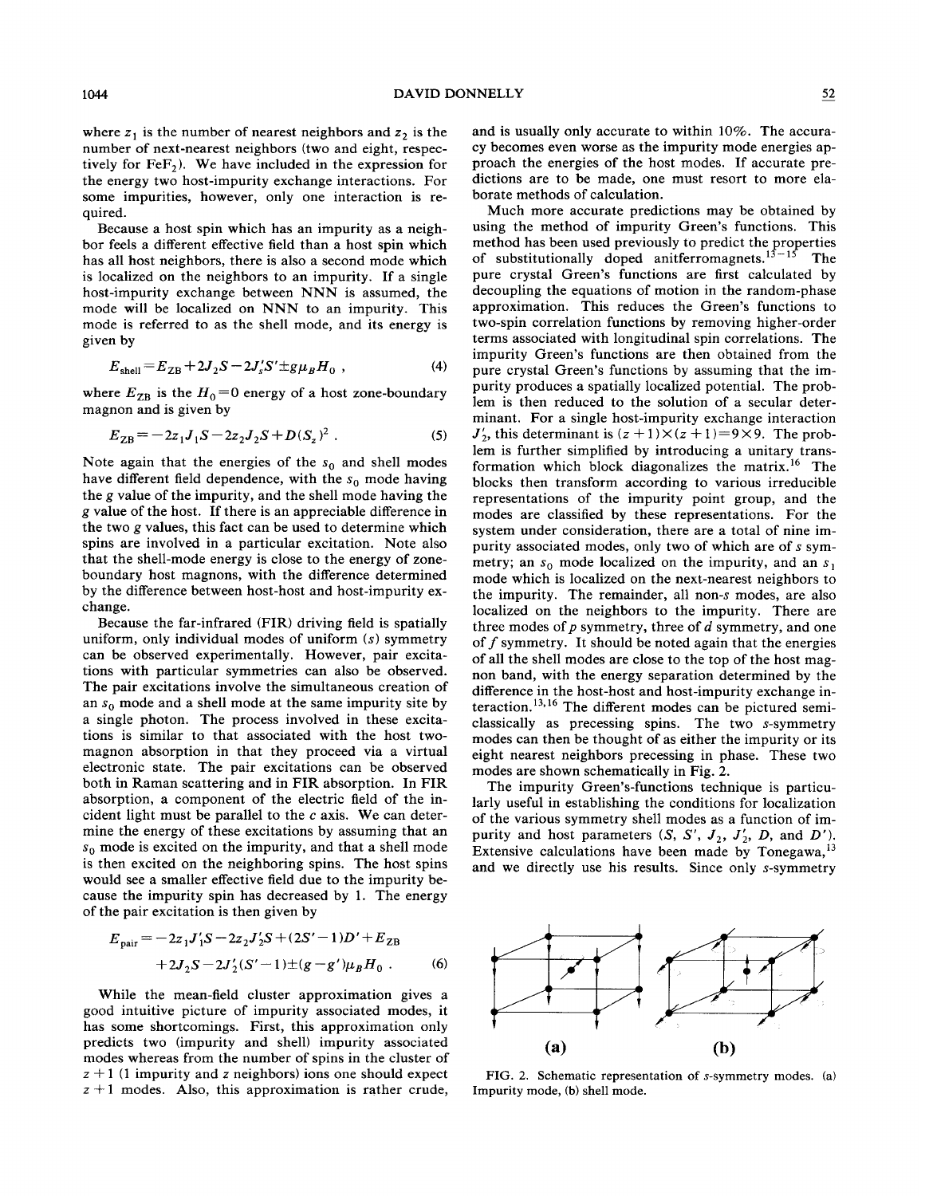where $z_1$ is the number of nearest neighbors and $z_2$ is the number of next-nearest neighbors (two and eight, respectively for $FeF_2$). We have included in the expression for the energy two host-impurity exchange interactions. For some impurities, however, only one interaction is required.

Because a host spin which has an impurity as a neighbor feels a different effective field than a host spin which has all host neighbors, there is also a second mode which is localized on the neighbors to an impurity. If a single host-impurity exchange between NNN is assumed, the mode will be localized on NNN to an impurity. This mode is referred to as the shell mode, and its energy is given by

$$E_{\rm shell} = E_{\rm ZB} + 2J_2 S - 2J_s' S' \pm g\mu_B H_0 \; , \tag{4}$$

where $E_{\rm ZB}$ is the $H_0 = 0$ energy of a host zone-boundary magnon and is given by

$$E_{\rm ZB} = -2z_1 J_1 S - 2z_2 J_2 S + D(S_z)^2 \; . \tag{5}$$

Note again that the energies of the $s_0$ and shell modes have different field dependence, with the $s_0$ mode having the $g$ value of the impurity, and the shell mode having the $g$ value of the host. If there is an appreciable difference in the two $g$ values, this fact can be used to determine which spins are involved in a particular excitation. Note also that the shell-mode energy is close to the energy of zone-boundary host magnons, with the difference determined by the difference between host-host and host-impurity exchange.

Because the far-infrared (FIR) driving field is spatially uniform, only individual modes of uniform ($s$) symmetry can be observed experimentally. However, pair excitations with particular symmetries can also be observed. The pair excitations involve the simultaneous creation of an $s_0$ mode and a shell mode at the same impurity site by a single photon. The process involved in these excitations is similar to that associated with the host two-magnon absorption in that they proceed via a virtual electronic state. The pair excitations can be observed both in Raman scattering and in FIR absorption. In FIR absorption, a component of the electric field of the incident light must be parallel to the $c$ axis. We can determine the energy of these excitations by assuming that an $s_0$ mode is excited on the impurity, and that a shell mode is then excited on the neighboring spins. The host spins would see a smaller effective field due to the impurity because the impurity spin has decreased by 1. The energy of the pair excitation is then given by

$$E_{\rm pair} = -2z_1 J_1' S - 2z_2 J_2' S + (2S'-1)D' + E_{\rm ZB} + 2J_2 S - 2J_2'(S'-1) \pm (g-g')\mu_B H_0 \; . \tag{6}$$

While the mean-field cluster approximation gives a good intuitive picture of impurity associated modes, it has some shortcomings. First, this approximation only predicts two (impurity and shell) impurity associated modes whereas from the number of spins in the cluster of $z+1$ (1 impurity and $z$ neighbors) ions one should expect $z+1$ modes. Also, this approximation is rather crude, and is usually only accurate to within 10%. The accuracy becomes even worse as the impurity mode energies approach the energies of the host modes. If accurate predictions are to be made, one must resort to more elaborate methods of calculation.

Much more accurate predictions may be obtained by using the method of impurity Green's functions. This method has been used previously to predict the properties of substitutionally doped anitferromagnets.[13–15] The pure crystal Green's functions are first calculated by decoupling the equations of motion in the random-phase approximation. This reduces the Green's functions to two-spin correlation functions by removing higher-order terms associated with longitudinal spin correlations. The impurity Green's functions are then obtained from the pure crystal Green's functions by assuming that the impurity produces a spatially localized potential. The problem is then reduced to the solution of a secular determinant. For a single host-impurity exchange interaction $J_2'$, this determinant is $(z+1)\times(z+1) = 9\times 9$. The problem is further simplified by introducing a unitary transformation which block diagonalizes the matrix.[16] The blocks then transform according to various irreducible representations of the impurity point group, and the modes are classified by these representations. For the system under consideration, there are a total of nine impurity associated modes, only two of which are of $s$ symmetry; an $s_0$ mode localized on the impurity, and an $s_1$ mode which is localized on the next-nearest neighbors to the impurity. The remainder, all non-$s$ modes, are also localized on the neighbors to the impurity. There are three modes of $p$ symmetry, three of $d$ symmetry, and one of $f$ symmetry. It should be noted again that the energies of all the shell modes are close to the top of the host magnon band, with the energy separation determined by the difference in the host-host and host-impurity exchange interaction.[13,16] The different modes can be pictured semiclassically as precessing spins. The two $s$-symmetry modes can then be thought of as either the impurity or its eight nearest neighbors precessing in phase. These two modes are shown schematically in Fig. 2.

The impurity Green's-functions technique is particularly useful in establishing the conditions for localization of the various symmetry shell modes as a function of impurity and host parameters ($S$, $S'$, $J_2$, $J_2'$, $D$, and $D'$). Extensive calculations have been made by Tonegawa,[13] and we directly use his results. Since only $s$-symmetry

FIG. 2. Schematic representation of $s$-symmetry modes. (a) Impurity mode, (b) shell mode.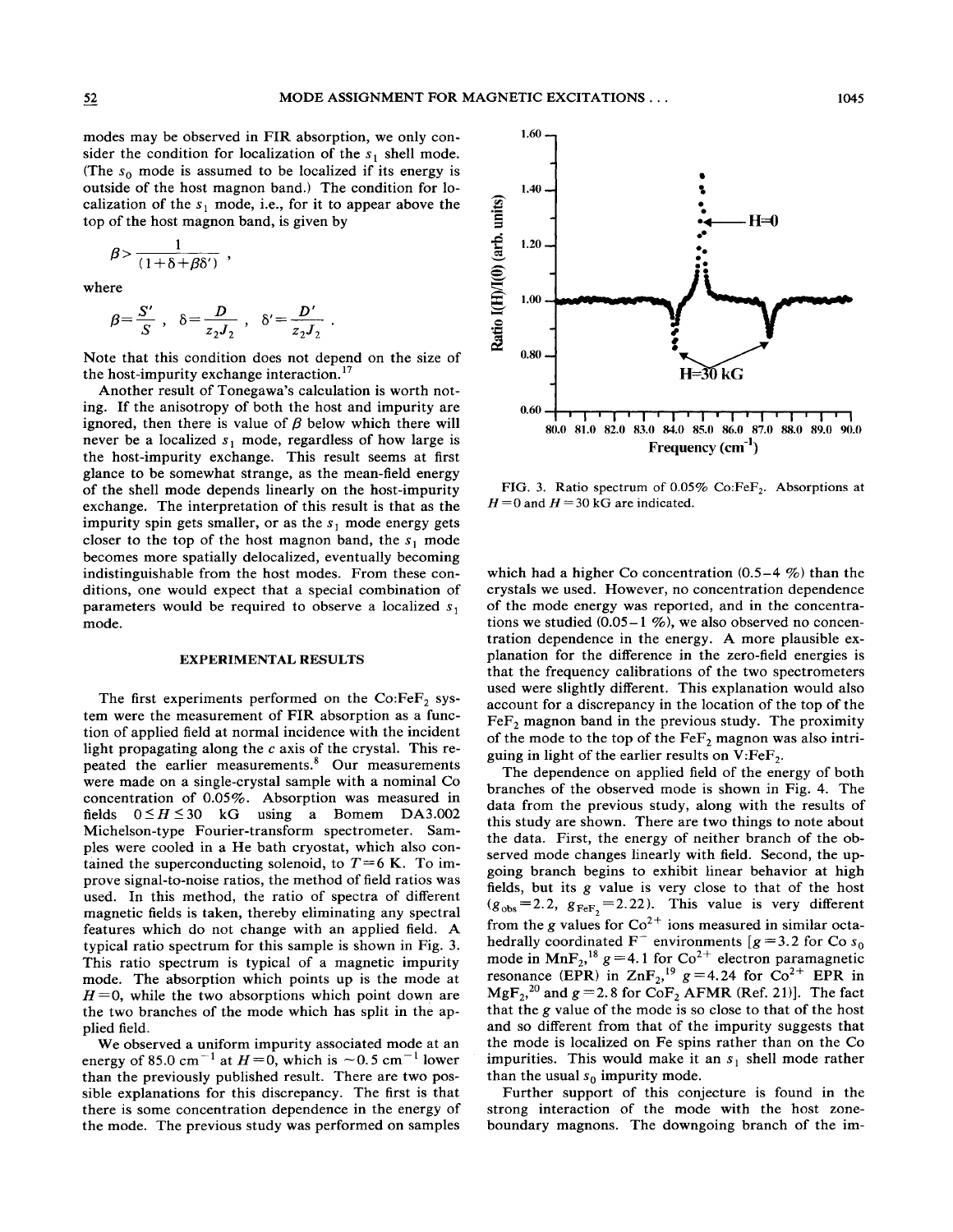modes may be observed in FIR absorption, we only consider the condition for localization of the $s_1$ shell mode. (The $s_0$ mode is assumed to be localized if its energy is outside of the host magnon band.) The condition for localization of the $s_1$ mode, i.e., for it to appear above the top of the host magnon band, is given by

$$\beta > \frac{1}{(1+\delta+\beta\delta')} ,$$

where

$$\beta = \frac{S'}{S} , \quad \delta = \frac{D}{z_2 J_2} , \quad \delta' = \frac{D'}{z_2 J_2} .$$

Note that this condition does not depend on the size of the host-impurity exchange interaction.[17]

Another result of Tonegawa's calculation is worth noting. If the anisotropy of both the host and impurity are ignored, then there is value of $\beta$ below which there will never be a localized $s_1$ mode, regardless of how large is the host-impurity exchange. This result seems at first glance to be somewhat strange, as the mean-field energy of the shell mode depends linearly on the host-impurity exchange. The interpretation of this result is that as the impurity spin gets smaller, or as the $s_1$ mode energy gets closer to the top of the host magnon band, the $s_1$ mode becomes more spatially delocalized, eventually becoming indistinguishable from the host modes. From these conditions, one would expect that a special combination of parameters would be required to observe a localized $s_1$ mode.

## EXPERIMENTAL RESULTS

The first experiments performed on the Co:$FeF_2$ system were the measurement of FIR absorption as a function of applied field at normal incidence with the incident light propagating along the $c$ axis of the crystal. This repeated the earlier measurements.[8] Our measurements were made on a single-crystal sample with a nominal Co concentration of 0.05%. Absorption was measured in fields $0 \leq H \leq 30$ kG using a Bomem DA3.002 Michelson-type Fourier-transform spectrometer. Samples were cooled in a He bath cryostat, which also contained the superconducting solenoid, to $T = 6$ K. To improve signal-to-noise ratios, the method of field ratios was used. In this method, the ratio of spectra of different magnetic fields is taken, thereby eliminating any spectral features which do not change with an applied field. A typical ratio spectrum for this sample is shown in Fig. 3. This ratio spectrum is typical of a magnetic impurity mode. The absorption which points up is the mode at $H = 0$, while the two absorptions which point down are the two branches of the mode which has split in the applied field.

We observed a uniform impurity associated mode at an energy of 85.0 cm$^{-1}$ at $H = 0$, which is $\sim 0.5$ cm$^{-1}$ lower than the previously published result. There are two possible explanations for this discrepancy. The first is that there is some concentration dependence in the energy of the mode. The previous study was performed on samples

FIG. 3. Ratio spectrum of 0.05% Co:$FeF_2$. Absorptions at $H = 0$ and $H = 30$ kG are indicated.

which had a higher Co concentration (0.5–4 %) than the crystals we used. However, no concentration dependence of the mode energy was reported, and in the concentrations we studied (0.05–1 %), we also observed no concentration dependence in the energy. A more plausible explanation for the difference in the zero-field energies is that the frequency calibrations of the two spectrometers used were slightly different. This explanation would also account for a discrepancy in the location of the top of the $FeF_2$ magnon band in the previous study. The proximity of the mode to the top of the $FeF_2$ magnon was also intriguing in light of the earlier results on V:$FeF_2$.

The dependence on applied field of the energy of both branches of the observed mode is shown in Fig. 4. The data from the previous study, along with the results of this study are shown. There are two things to note about the data. First, the energy of neither branch of the observed mode changes linearly with field. Second, the upgoing branch begins to exhibit linear behavior at high fields, but its $g$ value is very close to that of the host ($g_{obs} = 2.2$, $g_{FeF_2} = 2.22$). This value is very different from the $g$ values for $Co^{2+}$ ions measured in similar octahedrally coordinated $F^-$ environments [$g = 3.2$ for Co $s_0$ mode in $MnF_2$,[18] $g = 4.1$ for $Co^{2+}$ electron paramagnetic resonance (EPR) in $ZnF_2$,[19] $g = 4.24$ for $Co^{2+}$ EPR in $MgF_2$,[20] and $g = 2.8$ for $CoF_2$ AFMR (Ref. 21)]. The fact that the $g$ value of the mode is so close to that of the host and so different from that of the impurity suggests that the mode is localized on Fe spins rather than on the Co impurities. This would make it an $s_1$ shell mode rather than the usual $s_0$ impurity mode.

Further support of this conjecture is found in the strong interaction of the mode with the host zone-boundary magnons. The downgoing branch of the im-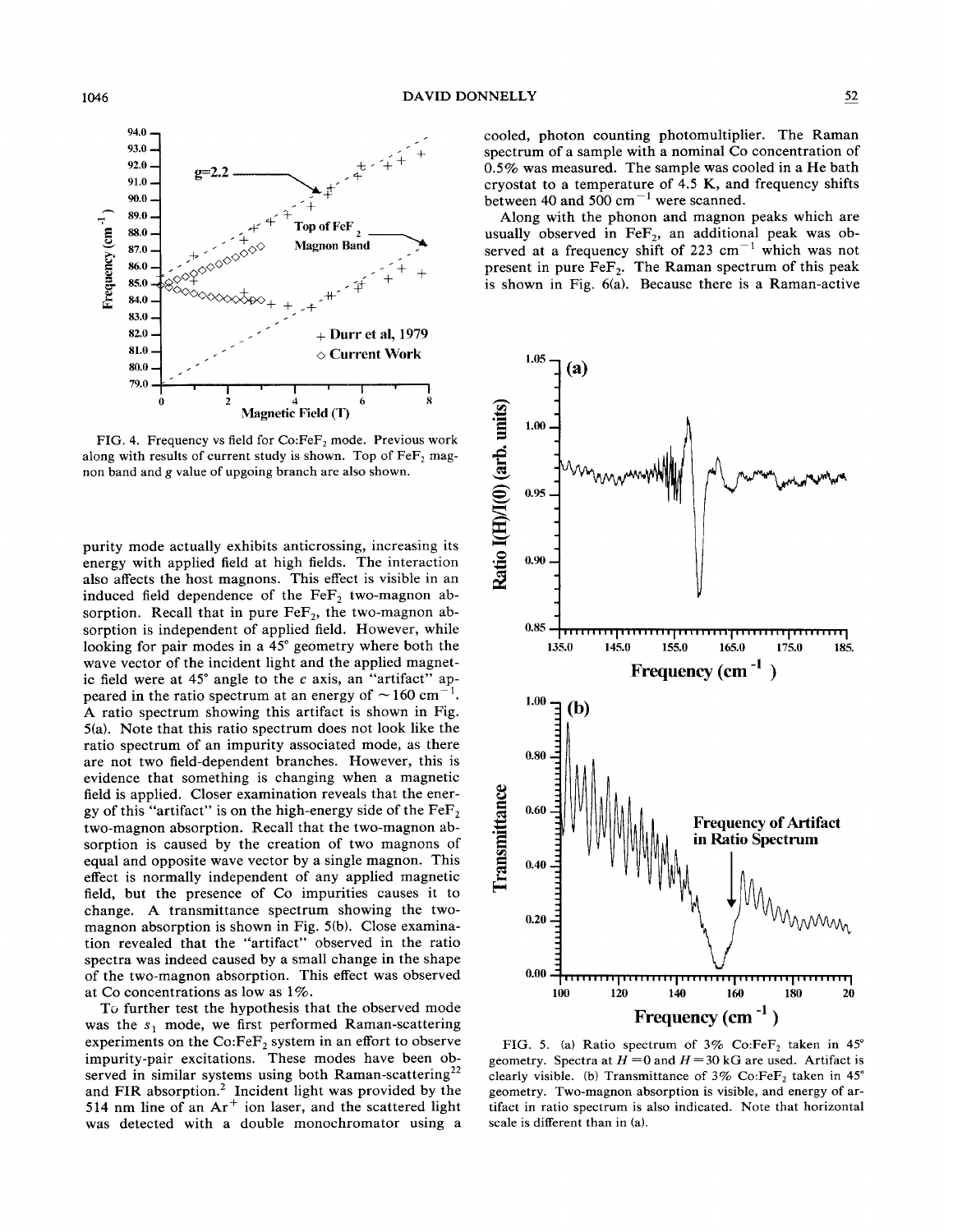FIG. 4. Frequency vs field for Co:$FeF_2$ mode. Previous work along with results of current study is shown. Top of $FeF_2$ magnon band and $g$ value of upgoing branch are also shown.

purity mode actually exhibits anticrossing, increasing its energy with applied field at high fields. The interaction also affects the host magnons. This effect is visible in an induced field dependence of the $FeF_2$ two-magnon absorption. Recall that in pure $FeF_2$, the two-magnon absorption is independent of applied field. However, while looking for pair modes in a 45° geometry where both the wave vector of the incident light and the applied magnetic field were at 45° angle to the $c$ axis, an "artifact" appeared in the ratio spectrum at an energy of $\sim 160$ cm$^{-1}$. A ratio spectrum showing this artifact is shown in Fig. 5(a). Note that this ratio spectrum does not look like the ratio spectrum of an impurity associated mode, as there are not two field-dependent branches. However, this is evidence that something is changing when a magnetic field is applied. Closer examination reveals that the energy of this "artifact" is on the high-energy side of the $FeF_2$ two-magnon absorption. Recall that the two-magnon absorption is caused by the creation of two magnons of equal and opposite wave vector by a single magnon. This effect is normally independent of any applied magnetic field, but the presence of Co impurities causes it to change. A transmittance spectrum showing the two-magnon absorption is shown in Fig. 5(b). Close examination revealed that the "artifact" observed in the ratio spectra was indeed caused by a small change in the shape of the two-magnon absorption. This effect was observed at Co concentrations as low as 1%.

To further test the hypothesis that the observed mode was the $s_1$ mode, we first performed Raman-scattering experiments on the Co:$FeF_2$ system in an effort to observe impurity-pair excitations. These modes have been observed in similar systems using both Raman-scattering[22] and FIR absorption.[2] Incident light was provided by the 514 nm line of an $Ar^+$ ion laser, and the scattered light was detected with a double monochromator using a cooled, photon counting photomultiplier. The Raman spectrum of a sample with a nominal Co concentration of 0.5% was measured. The sample was cooled in a He bath cryostat to a temperature of 4.5 K, and frequency shifts between 40 and 500 cm$^{-1}$ were scanned.

Along with the phonon and magnon peaks which are usually observed in $FeF_2$, an additional peak was observed at a frequency shift of 223 cm$^{-1}$ which was not present in pure $FeF_2$. The Raman spectrum of this peak is shown in Fig. 6(a). Because there is a Raman-active

FIG. 5. (a) Ratio spectrum of 3% Co:$FeF_2$ taken in 45° geometry. Spectra at $H = 0$ and $H = 30$ kG are used. Artifact is clearly visible. (b) Transmittance of 3% Co:$FeF_2$ taken in 45° geometry. Two-magnon absorption is visible, and energy of artifact in ratio spectrum is also indicated. Note that horizontal scale is different than in (a).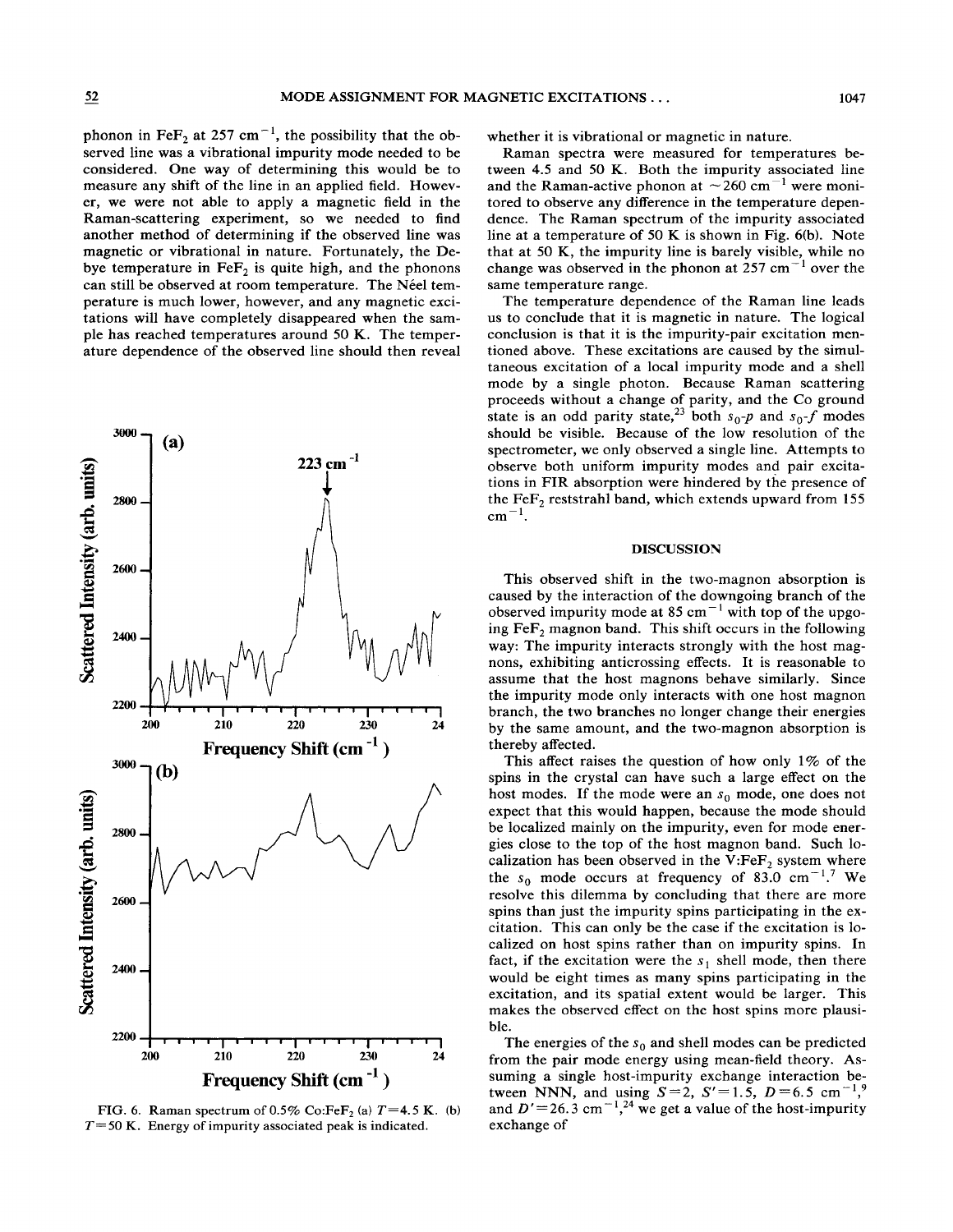phonon in $FeF_2$ at 257 $cm^{-1}$, the possibility that the observed line was a vibrational impurity mode needed to be considered. One way of determining this would be to measure any shift of the line in an applied field. However, we were not able to apply a magnetic field in the Raman-scattering experiment, so we needed to find another method of determining if the observed line was magnetic or vibrational in nature. Fortunately, the Debye temperature in $FeF_2$ is quite high, and the phonons can still be observed at room temperature. The Néel temperature is much lower, however, and any magnetic excitations will have completely disappeared when the sample has reached temperatures around 50 K. The temperature dependence of the observed line should then reveal whether it is vibrational or magnetic in nature.

FIG. 6. Raman spectrum of 0.5% Co:$FeF_2$ (a) $T=4.5$ K. (b) $T=50$ K. Energy of impurity associated peak is indicated.

Raman spectra were measured for temperatures between 4.5 and 50 K. Both the impurity associated line and the Raman-active phonon at $\sim 260$ $cm^{-1}$ were monitored to observe any difference in the temperature dependence. The Raman spectrum of the impurity associated line at a temperature of 50 K is shown in Fig. 6(b). Note that at 50 K, the impurity line is barely visible, while no change was observed in the phonon at 257 $cm^{-1}$ over the same temperature range.

The temperature dependence of the Raman line leads us to conclude that it is magnetic in nature. The logical conclusion is that it is the impurity-pair excitation mentioned above. These excitations are caused by the simultaneous excitation of a local impurity mode and a shell mode by a single photon. Because Raman scattering proceeds without a change of parity, and the Co ground state is an odd parity state,[23] both $s_0$-$p$ and $s_0$-$f$ modes should be visible. Because of the low resolution of the spectrometer, we only observed a single line. Attempts to observe both uniform impurity modes and pair excitations in FIR absorption were hindered by the presence of the $FeF_2$ reststrahl band, which extends upward from 155 $cm^{-1}$.

## DISCUSSION

This observed shift in the two-magnon absorption is caused by the interaction of the downgoing branch of the observed impurity mode at 85 $cm^{-1}$ with top of the upgoing $FeF_2$ magnon band. This shift occurs in the following way: The impurity interacts strongly with the host magnons, exhibiting anticrossing effects. It is reasonable to assume that the host magnons behave similarly. Since the impurity mode only interacts with one host magnon branch, the two branches no longer change their energies by the same amount, and the two-magnon absorption is thereby affected.

This affect raises the question of how only 1% of the spins in the crystal can have such a large effect on the host modes. If the mode were an $s_0$ mode, one does not expect that this would happen, because the mode should be localized mainly on the impurity, even for mode energies close to the top of the host magnon band. Such localization has been observed in the V:$FeF_2$ system where the $s_0$ mode occurs at frequency of 83.0 $cm^{-1}$.[7] We resolve this dilemma by concluding that there are more spins than just the impurity spins participating in the excitation. This can only be the case if the excitation is localized on host spins rather than on impurity spins. In fact, if the excitation were the $s_1$ shell mode, then there would be eight times as many spins participating in the excitation, and its spatial extent would be larger. This makes the observed effect on the host spins more plausible.

The energies of the $s_0$ and shell modes can be predicted from the pair mode energy using mean-field theory. Assuming a single host-impurity exchange interaction between NNN, and using $S=2$, $S'=1.5$, $D=6.5$ $cm^{-1}$,[9] and $D'=26.3$ $cm^{-1}$,[24] we get a value of the host-impurity exchange of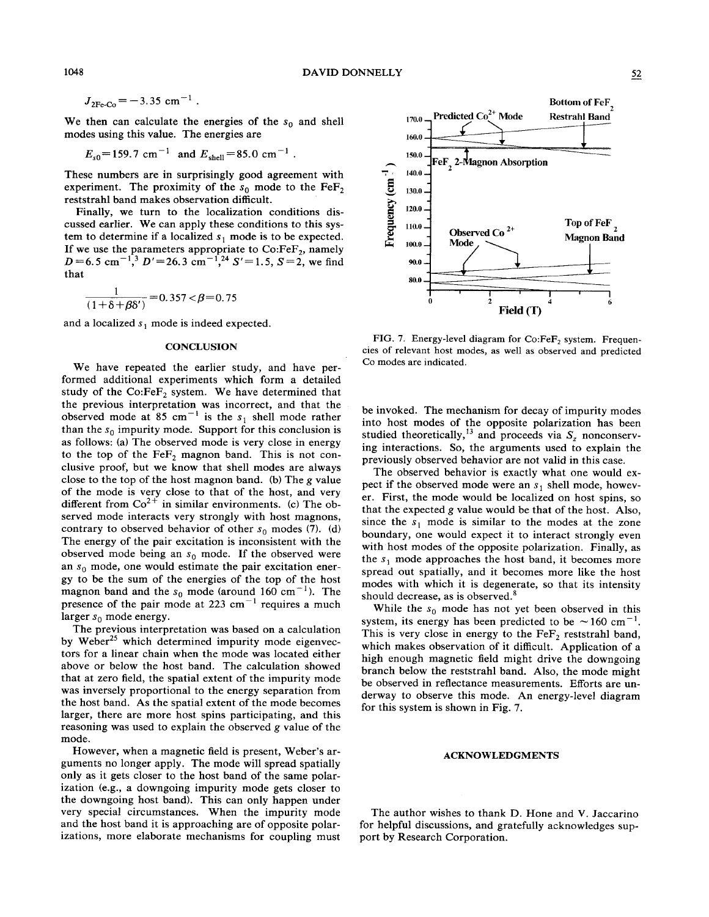$J_{2\text{Fe-Co}} = -3.35\ \text{cm}^{-1}$ .

We then can calculate the energies of the $s_0$ and shell modes using this value. The energies are

$$E_{s0} = 159.7\ \text{cm}^{-1} \quad \text{and} \quad E_{\text{shell}} = 85.0\ \text{cm}^{-1} .$$

These numbers are in surprisingly good agreement with experiment. The proximity of the $s_0$ mode to the $FeF_2$ reststrahl band makes observation difficult.

Finally, we turn to the localization conditions discussed earlier. We can apply these conditions to this system to determine if a localized $s_1$ mode is to be expected. If we use the parameters appropriate to Co:$FeF_2$, namely $D = 6.5\ \text{cm}^{-1}$,[3] $D' = 26.3\ \text{cm}^{-1}$,[24] $S' = 1.5$, $S = 2$, we find that

$$\frac{1}{(1+\delta+\beta\delta')} = 0.357 < \beta = 0.75$$

and a localized $s_1$ mode is indeed expected.

## CONCLUSION

We have repeated the earlier study, and have performed additional experiments which form a detailed study of the Co:$FeF_2$ system. We have determined that the previous interpretation was incorrect, and that the observed mode at 85 $\text{cm}^{-1}$ is the $s_1$ shell mode rather than the $s_0$ impurity mode. Support for this conclusion is as follows: (a) The observed mode is very close in energy to the top of the $FeF_2$ magnon band. This is not conclusive proof, but we know that shell modes are always close to the top of the host magnon band. (b) The $g$ value of the mode is very close to that of the host, and very different from $Co^{2+}$ in similar environments. (c) The observed mode interacts very strongly with host magnons, contrary to observed behavior of other $s_0$ modes (7). (d) The energy of the pair excitation is inconsistent with the observed mode being an $s_0$ mode. If the observed were an $s_0$ mode, one would estimate the pair excitation energy to be the sum of the energies of the top of the host magnon band and the $s_0$ mode (around 160 $\text{cm}^{-1}$). The presence of the pair mode at 223 $\text{cm}^{-1}$ requires a much larger $s_0$ mode energy.

The previous interpretation was based on a calculation by Weber[25] which determined impurity mode eigenvectors for a linear chain when the mode was located either above or below the host band. The calculation showed that at zero field, the spatial extent of the impurity mode was inversely proportional to the energy separation from the host band. As the spatial extent of the mode becomes larger, there are more host spins participating, and this reasoning was used to explain the observed $g$ value of the mode.

However, when a magnetic field is present, Weber's arguments no longer apply. The mode will spread spatially only as it gets closer to the host band of the same polarization (e.g., a downgoing impurity mode gets closer to the downgoing host band). This can only happen under very special circumstances. When the impurity mode and the host band it is approaching are of opposite polarizations, more elaborate mechanisms for coupling must be invoked. The mechanism for decay of impurity modes into host modes of the opposite polarization has been studied theoretically,[13] and proceeds via $S_z$ nonconserving interactions. So, the arguments used to explain the previously observed behavior are not valid in this case.

The observed behavior is exactly what one would expect if the observed mode were an $s_1$ shell mode, however. First, the mode would be localized on host spins, so that the expected $g$ value would be that of the host. Also, since the $s_1$ mode is similar to the modes at the zone boundary, one would expect it to interact strongly even with host modes of the opposite polarization. Finally, as the $s_1$ mode approaches the host band, it becomes more spread out spatially, and it becomes more like the host modes with which it is degenerate, so that its intensity should decrease, as is observed.[8]

While the $s_0$ mode has not yet been observed in this system, its energy has been predicted to be $\sim 160\ \text{cm}^{-1}$. This is very close in energy to the $FeF_2$ reststrahl band, which makes observation of it difficult. Application of a high enough magnetic field might drive the downgoing branch below the reststrahl band. Also, the mode might be observed in reflectance measurements. Efforts are underway to observe this mode. An energy-level diagram for this system is shown in Fig. 7.

FIG. 7. Energy-level diagram for Co:$FeF_2$ system. Frequencies of relevant host modes, as well as observed and predicted Co modes are indicated.

## ACKNOWLEDGMENTS

The author wishes to thank D. Hone and V. Jaccarino for helpful discussions, and gratefully acknowledges support by Research Corporation.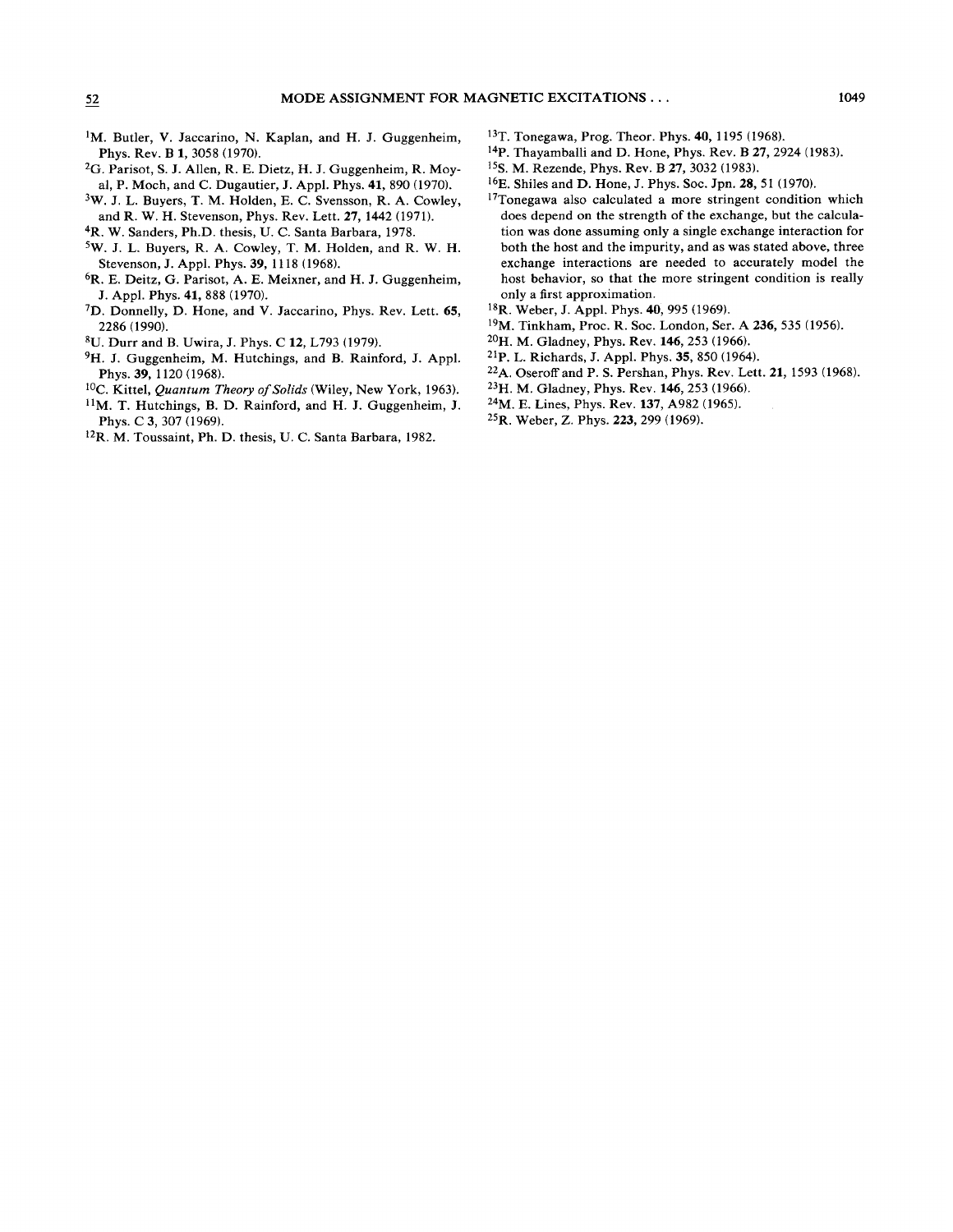[1]M. Butler, V. Jaccarino, N. Kaplan, and H. J. Guggenheim, Phys. Rev. B **1**, 3058 (1970).

[2]G. Parisot, S. J. Allen, R. E. Dietz, H. J. Guggenheim, R. Moyal, P. Moch, and C. Dugautier, J. Appl. Phys. **41**, 890 (1970).

[3]W. J. L. Buyers, T. M. Holden, E. C. Svensson, R. A. Cowley, and R. W. H. Stevenson, Phys. Rev. Lett. **27**, 1442 (1971).

[4]R. W. Sanders, Ph.D. thesis, U. C. Santa Barbara, 1978.

[5]W. J. L. Buyers, R. A. Cowley, T. M. Holden, and R. W. H. Stevenson, J. Appl. Phys. **39**, 1118 (1968).

[6]R. E. Deitz, G. Parisot, A. E. Meixner, and H. J. Guggenheim, J. Appl. Phys. **41**, 888 (1970).

[7]D. Donnelly, D. Hone, and V. Jaccarino, Phys. Rev. Lett. **65**, 2286 (1990).

[8]U. Durr and B. Uwira, J. Phys. C **12**, L793 (1979).

[9]H. J. Guggenheim, M. Hutchings, and B. Rainford, J. Appl. Phys. **39**, 1120 (1968).

[10]C. Kittel, *Quantum Theory of Solids* (Wiley, New York, 1963).

[11]M. T. Hutchings, B. D. Rainford, and H. J. Guggenheim, J. Phys. C **3**, 307 (1969).

[12]R. M. Toussaint, Ph. D. thesis, U. C. Santa Barbara, 1982.

[13]T. Tonegawa, Prog. Theor. Phys. **40**, 1195 (1968).

[14]P. Thayamballi and D. Hone, Phys. Rev. B **27**, 2924 (1983).

[15]S. M. Rezende, Phys. Rev. B **27**, 3032 (1983).

[16]E. Shiles and D. Hone, J. Phys. Soc. Jpn. **28**, 51 (1970).

[17]Tonegawa also calculated a more stringent condition which does depend on the strength of the exchange, but the calculation was done assuming only a single exchange interaction for both the host and the impurity, and as was stated above, three exchange interactions are needed to accurately model the host behavior, so that the more stringent condition is really only a first approximation.

[18]R. Weber, J. Appl. Phys. **40**, 995 (1969).

[19]M. Tinkham, Proc. R. Soc. London, Ser. A **236**, 535 (1956).

[20]H. M. Gladney, Phys. Rev. **146**, 253 (1966).

[21]P. L. Richards, J. Appl. Phys. **35**, 850 (1964).

[22]A. Oseroff and P. S. Pershan, Phys. Rev. Lett. **21**, 1593 (1968).

[23]H. M. Gladney, Phys. Rev. **146**, 253 (1966).

[24]M. E. Lines, Phys. Rev. **137**, A982 (1965).

[25]R. Weber, Z. Phys. **223**, 299 (1969).